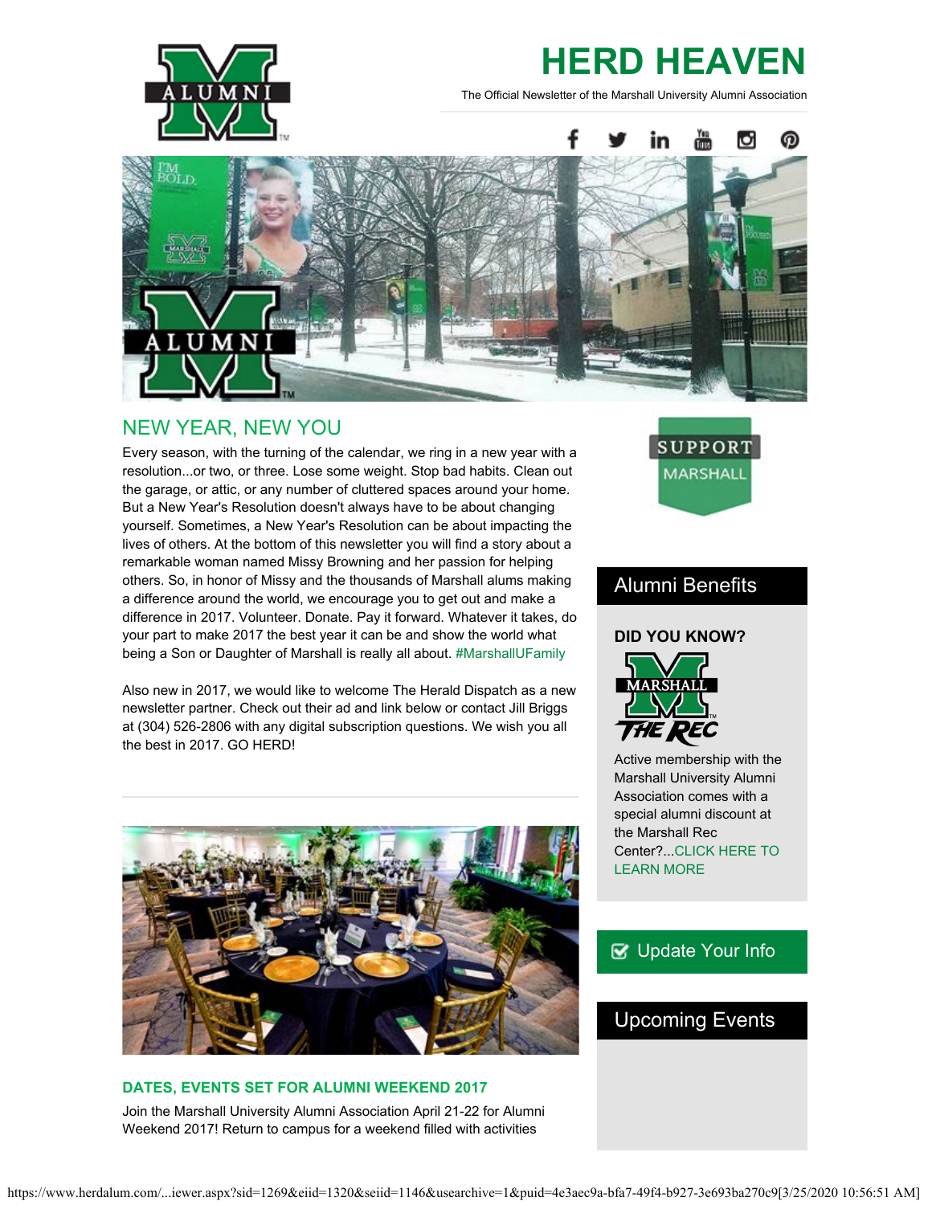# HERD HEAVEN

The Official Newsletter of the Marshall University Alumni Association

## NEW YEAR, NEW YOU

Every season, with the turning of the calendar, we ring in a new year with a resolution...or two, or three. Lose some weight. Stop bad habits. Clean out the garage, or attic, or any number of cluttered spaces around your home. But a New Year's Resolution doesn't always have to be about changing yourself. Sometimes, a New Year's Resolution can be about impacting the lives of others. At the bottom of this newsletter you will find a story about a remarkable woman named Missy Browning and her passion for helping others. So, in honor of Missy and the thousands of Marshall alums making a difference around the world, we encourage you to get out and make a difference in 2017. Volunteer. Donate. Pay it forward. Whatever it takes, do your part to make 2017 the best year it can be and show the world what being a Son or Daughter of Marshall is really all about. #MarshallUFamily

Also new in 2017, we would like to welcome The Herald Dispatch as a new newsletter partner. Check out their ad and link below or contact Jill Briggs at (304) 526-2806 with any digital subscription questions. We wish you all the best in 2017. GO HERD!

### DATES, EVENTS SET FOR ALUMNI WEEKEND 2017

Join the Marshall University Alumni Association April 21-22 for Alumni Weekend 2017! Return to campus for a weekend filled with activities

SUPPORT MARSHALL

## Alumni Benefits

**DID YOU KNOW?**

Active membership with the Marshall University Alumni Association comes with a special alumni discount at the Marshall Rec Center?...CLICK HERE TO LEARN MORE

Update Your Info

## Upcoming Events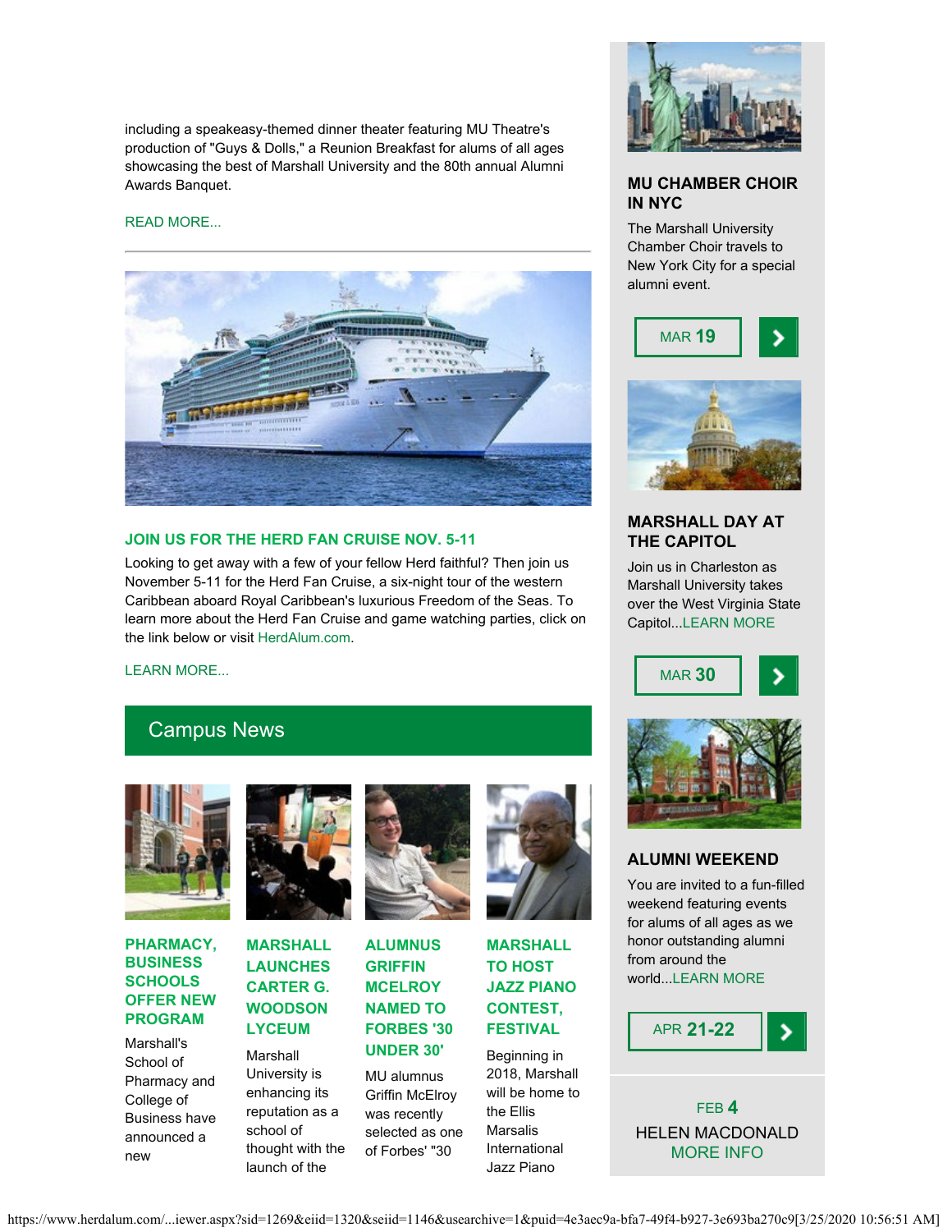including a speakeasy-themed dinner theater featuring MU Theatre's production of "Guys & Dolls," a Reunion Breakfast for alums of all ages showcasing the best of Marshall University and the 80th annual Alumni Awards Banquet.

READ MORE...

---

### JOIN US FOR THE HERD FAN CRUISE NOV. 5-11

Looking to get away with a few of your fellow Herd faithful? Then join us November 5-11 for the Herd Fan Cruise, a six-night tour of the western Caribbean aboard Royal Caribbean's luxurious Freedom of the Seas. To learn more about the Herd Fan Cruise and game watching parties, click on the link below or visit HerdAlum.com.

LEARN MORE...

## Campus News

### PHARMACY, BUSINESS SCHOOLS OFFER NEW PROGRAM

Marshall's School of Pharmacy and College of Business have announced a new

### MARSHALL LAUNCHES CARTER G. WOODSON LYCEUM

Marshall University is enhancing its reputation as a school of thought with the launch of the

### ALUMNUS GRIFFIN MCELROY NAMED TO FORBES '30 UNDER 30'

MU alumnus Griffin McElroy was recently selected as one of Forbes' "30

### MARSHALL TO HOST JAZZ PIANO CONTEST, FESTIVAL

Beginning in 2018, Marshall will be home to the Ellis Marsalis International Jazz Piano

### MU CHAMBER CHOIR IN NYC

The Marshall University Chamber Choir travels to New York City for a special alumni event.

MAR **19**

### MARSHALL DAY AT THE CAPITOL

Join us in Charleston as Marshall University takes over the West Virginia State Capitol...LEARN MORE

MAR **30**

### ALUMNI WEEKEND

You are invited to a fun-filled weekend featuring events for alums of all ages as we honor outstanding alumni from around the world...LEARN MORE

APR **21-22**

FEB **4**
HELEN MACDONALD
MORE INFO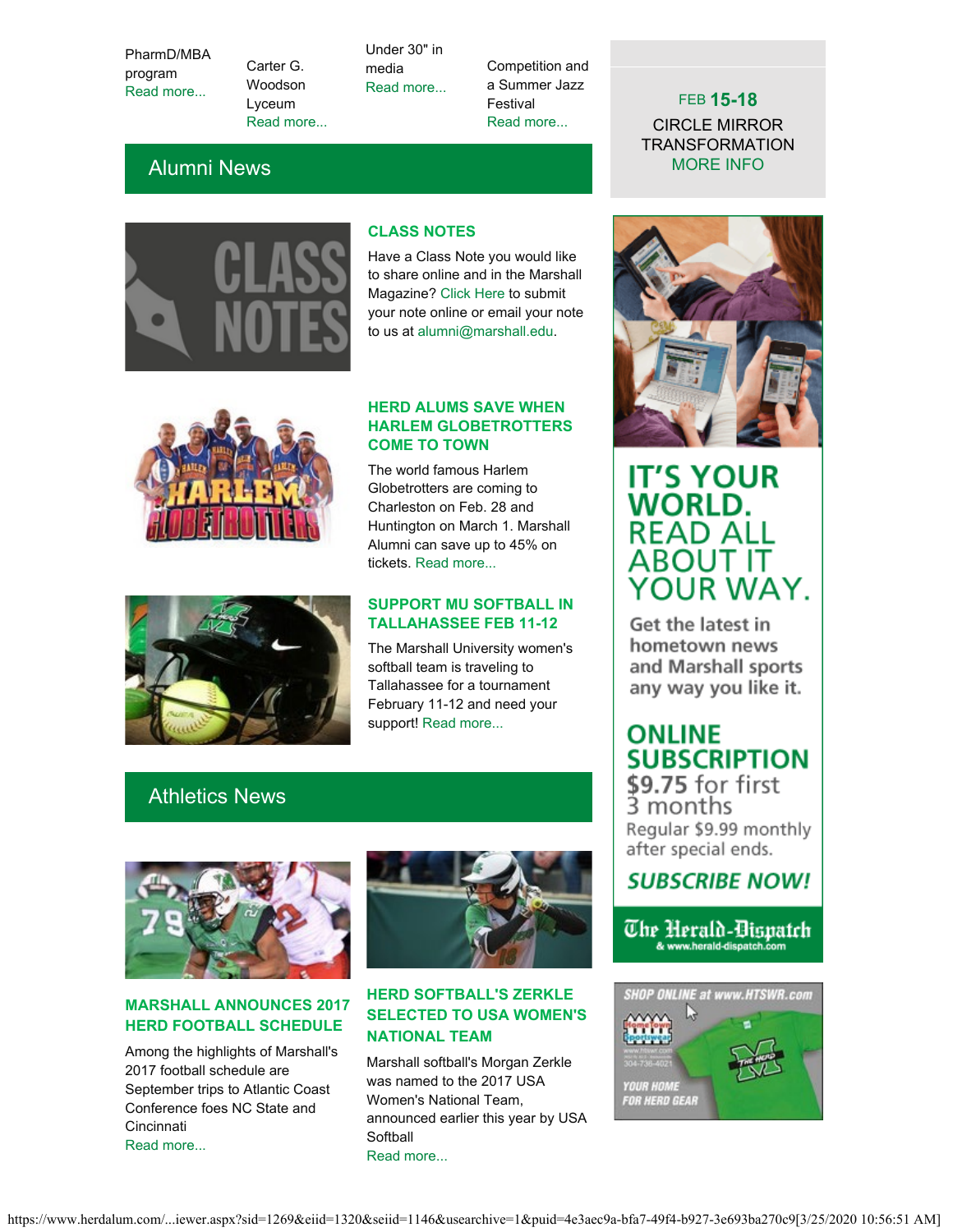PharmD/MBA program
Read more...

Carter G. Woodson Lyceum
Read more...

Under 30" in media
Read more...

Competition and a Summer Jazz Festival
Read more...

FEB **15-18**
CIRCLE MIRROR TRANSFORMATION
MORE INFO

## Alumni News

### CLASS NOTES

Have a Class Note you would like to share online and in the Marshall Magazine? Click Here to submit your note online or email your note to us at alumni@marshall.edu.

### HERD ALUMS SAVE WHEN HARLEM GLOBETROTTERS COME TO TOWN

The world famous Harlem Globetrotters are coming to Charleston on Feb. 28 and Huntington on March 1. Marshall Alumni can save up to 45% on tickets. Read more...

### SUPPORT MU SOFTBALL IN TALLAHASSEE FEB 11-12

The Marshall University women's softball team is traveling to Tallahassee for a tournament February 11-12 and need your support! Read more...

## Athletics News

### MARSHALL ANNOUNCES 2017 HERD FOOTBALL SCHEDULE

Among the highlights of Marshall's 2017 football schedule are September trips to Atlantic Coast Conference foes NC State and Cincinnati
Read more...

### HERD SOFTBALL'S ZERKLE SELECTED TO USA WOMEN'S NATIONAL TEAM

Marshall softball's Morgan Zerkle was named to the 2017 USA Women's National Team, announced earlier this year by USA Softball
Read more...

IT'S YOUR WORLD. READ ALL ABOUT IT YOUR WAY.

Get the latest in hometown news and Marshall sports any way you like it.

ONLINE SUBSCRIPTION
$9.75 for first 3 months
Regular $9.99 monthly after special ends.

SUBSCRIBE NOW!

The Herald-Dispatch
& www.herald-dispatch.com

SHOP ONLINE at www.HTSWR.com

YOUR HOME FOR HERD GEAR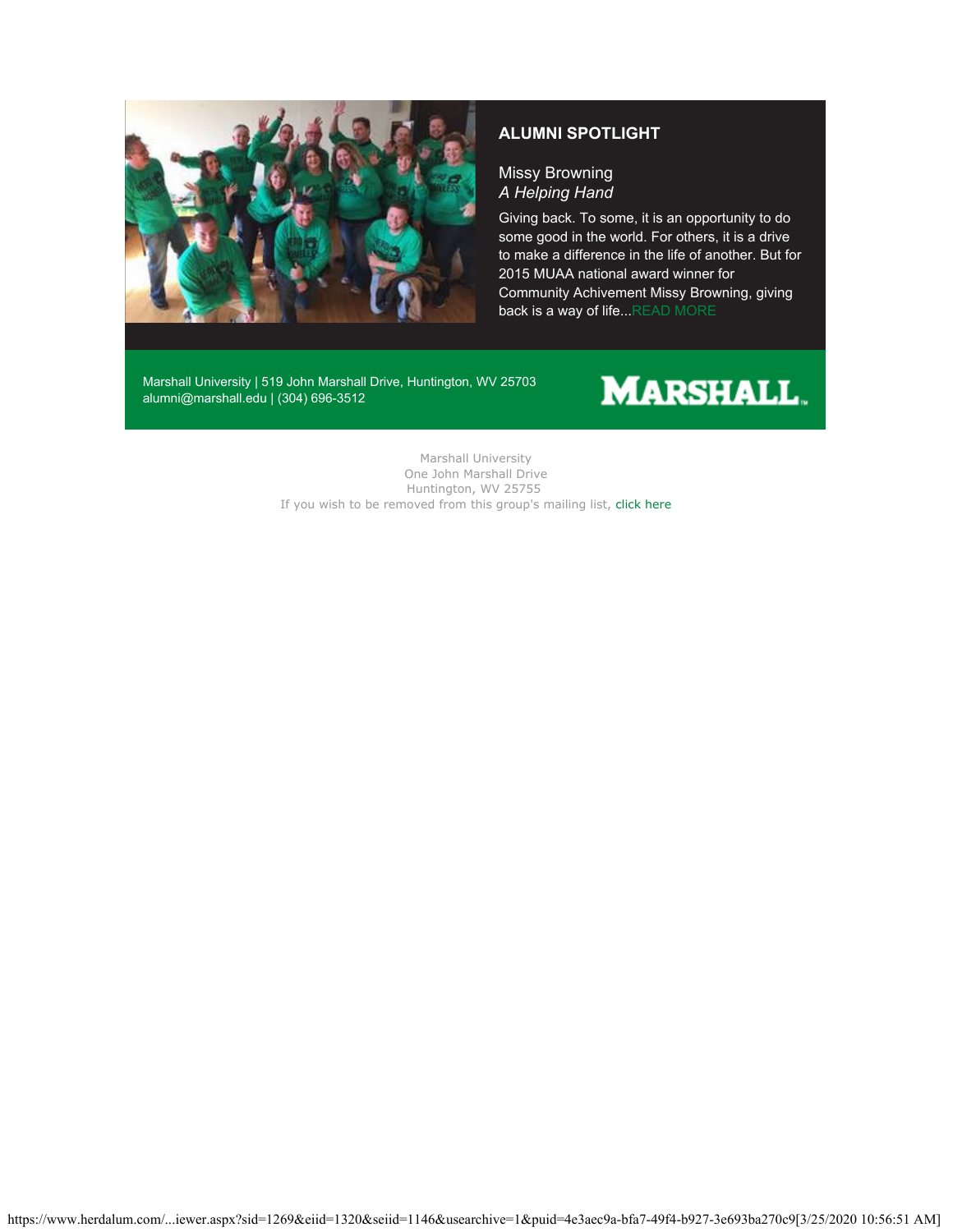## ALUMNI SPOTLIGHT

Missy Browning
*A Helping Hand*

Giving back. To some, it is an opportunity to do some good in the world. For others, it is a drive to make a difference in the life of another. But for 2015 MUAA national award winner for Community Achivement Missy Browning, giving back is a way of life...READ MORE

Marshall University | 519 John Marshall Drive, Huntington, WV 25703
alumni@marshall.edu | (304) 696-3512

MARSHALL

Marshall University
One John Marshall Drive
Huntington, WV 25755
If you wish to be removed from this group's mailing list, click here